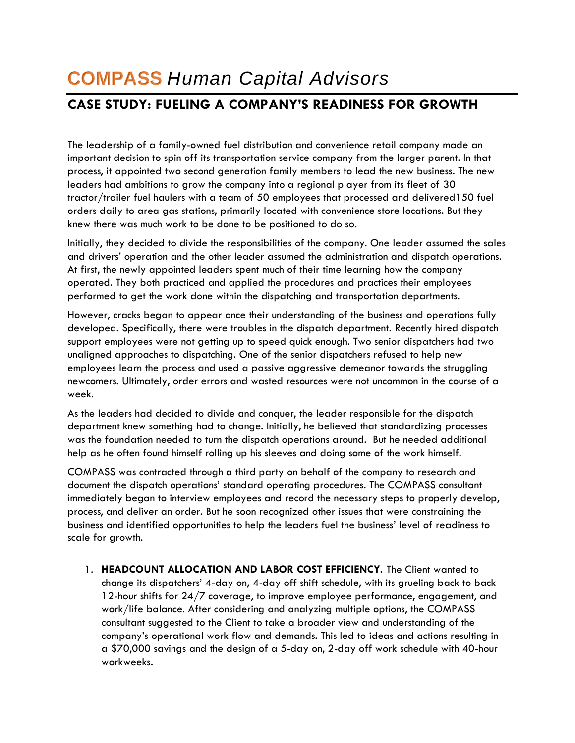# **COMPASS** *Human Capital Advisors*

## CASE STUDY: FUELING A COMPANY'S READINESS FOR GROWTH

The leadership of a family-owned fuel distribution and convenience retail company made an important decision to spin off its transportation service company from the larger parent. In that process, it appointed two second generation family members to lead the new business. The new leaders had ambitions to grow the company into a regional player from its fleet of 30 tractor/trailer fuel haulers with a team of 50 employees that processed and delivered150 fuel orders daily to area gas stations, primarily located with convenience store locations. But they knew there was much work to be done to be positioned to do so.

Initially, they decided to divide the responsibilities of the company. One leader assumed the sales and drivers' operation and the other leader assumed the administration and dispatch operations. At first, the newly appointed leaders spent much of their time learning how the company operated. They both practiced and applied the procedures and practices their employees performed to get the work done within the dispatching and transportation departments.

However, cracks began to appear once their understanding of the business and operations fully developed. Specifically, there were troubles in the dispatch department. Recently hired dispatch support employees were not getting up to speed quick enough. Two senior dispatchers had two unaligned approaches to dispatching. One of the senior dispatchers refused to help new employees learn the process and used a passive aggressive demeanor towards the struggling newcomers. Ultimately, order errors and wasted resources were not uncommon in the course of a week.

As the leaders had decided to divide and conquer, the leader responsible for the dispatch department knew something had to change. Initially, he believed that standardizing processes was the foundation needed to turn the dispatch operations around. But he needed additional help as he often found himself rolling up his sleeves and doing some of the work himself.

COMPASS was contracted through a third party on behalf of the company to research and document the dispatch operations' standard operating procedures. The COMPASS consultant immediately began to interview employees and record the necessary steps to properly develop, process, and deliver an order. But he soon recognized other issues that were constraining the business and identified opportunities to help the leaders fuel the business' level of readiness to scale for growth.

1. **HEADCOUNT ALLOCATION AND LABOR COST EFFICIENCY.** The Client wanted to change its dispatchers' 4-day on, 4-day off shift schedule, with its grueling back to back 12-hour shifts for 24/7 coverage, to improve employee performance, engagement, and work/life balance. After considering and analyzing multiple options, the COMPASS consultant suggested to the Client to take a broader view and understanding of the company's operational work flow and demands. This led to ideas and actions resulting in a $70,000 savings and the design of a 5-day on, 2-day off work schedule with 40-hour workweeks.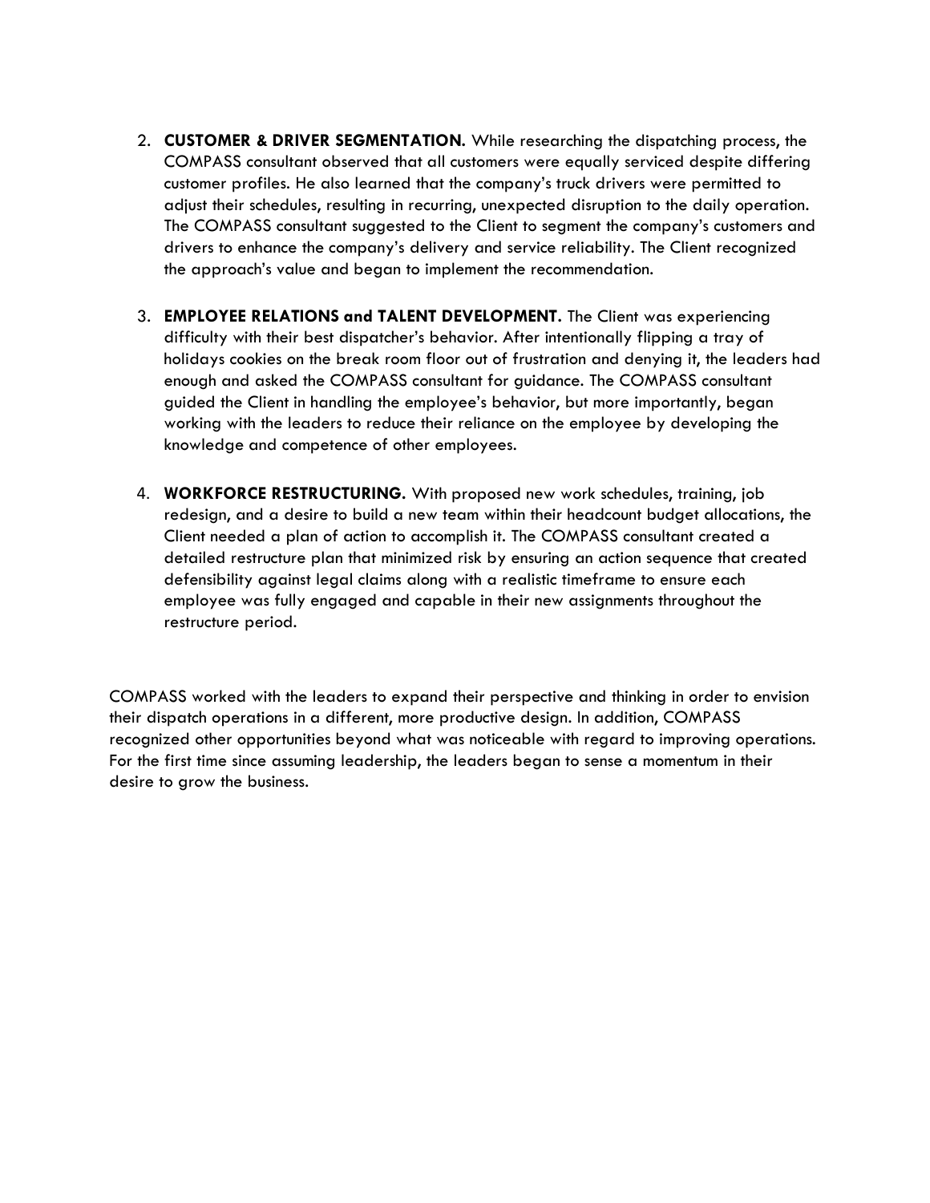2. **CUSTOMER & DRIVER SEGMENTATION.** While researching the dispatching process, the COMPASS consultant observed that all customers were equally serviced despite differing customer profiles. He also learned that the company's truck drivers were permitted to adjust their schedules, resulting in recurring, unexpected disruption to the daily operation. The COMPASS consultant suggested to the Client to segment the company's customers and drivers to enhance the company's delivery and service reliability. The Client recognized the approach's value and began to implement the recommendation.

3. **EMPLOYEE RELATIONS and TALENT DEVELOPMENT.** The Client was experiencing difficulty with their best dispatcher's behavior. After intentionally flipping a tray of holidays cookies on the break room floor out of frustration and denying it, the leaders had enough and asked the COMPASS consultant for guidance. The COMPASS consultant guided the Client in handling the employee's behavior, but more importantly, began working with the leaders to reduce their reliance on the employee by developing the knowledge and competence of other employees.

4. **WORKFORCE RESTRUCTURING.** With proposed new work schedules, training, job redesign, and a desire to build a new team within their headcount budget allocations, the Client needed a plan of action to accomplish it. The COMPASS consultant created a detailed restructure plan that minimized risk by ensuring an action sequence that created defensibility against legal claims along with a realistic timeframe to ensure each employee was fully engaged and capable in their new assignments throughout the restructure period.

COMPASS worked with the leaders to expand their perspective and thinking in order to envision their dispatch operations in a different, more productive design. In addition, COMPASS recognized other opportunities beyond what was noticeable with regard to improving operations. For the first time since assuming leadership, the leaders began to sense a momentum in their desire to grow the business.